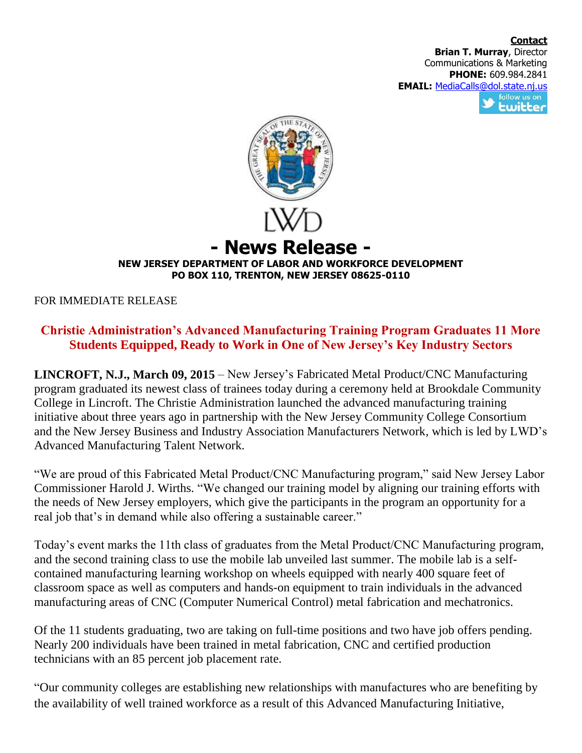**Contact**
**Brian T. Murray**, Director
Communications & Marketing
**PHONE:** 609.984.2841
**EMAIL:** MediaCalls@dol.state.nj.us

LWD

# - News Release -

**NEW JERSEY DEPARTMENT OF LABOR AND WORKFORCE DEVELOPMENT**
**PO BOX 110, TRENTON, NEW JERSEY 08625-0110**

FOR IMMEDIATE RELEASE

## Christie Administration's Advanced Manufacturing Training Program Graduates 11 More Students Equipped, Ready to Work in One of New Jersey's Key Industry Sectors

**LINCROFT, N.J., March 09, 2015** – New Jersey's Fabricated Metal Product/CNC Manufacturing program graduated its newest class of trainees today during a ceremony held at Brookdale Community College in Lincroft. The Christie Administration launched the advanced manufacturing training initiative about three years ago in partnership with the New Jersey Community College Consortium and the New Jersey Business and Industry Association Manufacturers Network, which is led by LWD's Advanced Manufacturing Talent Network.

"We are proud of this Fabricated Metal Product/CNC Manufacturing program," said New Jersey Labor Commissioner Harold J. Wirths. "We changed our training model by aligning our training efforts with the needs of New Jersey employers, which give the participants in the program an opportunity for a real job that's in demand while also offering a sustainable career."

Today's event marks the 11th class of graduates from the Metal Product/CNC Manufacturing program, and the second training class to use the mobile lab unveiled last summer. The mobile lab is a self-contained manufacturing learning workshop on wheels equipped with nearly 400 square feet of classroom space as well as computers and hands-on equipment to train individuals in the advanced manufacturing areas of CNC (Computer Numerical Control) metal fabrication and mechatronics.

Of the 11 students graduating, two are taking on full-time positions and two have job offers pending. Nearly 200 individuals have been trained in metal fabrication, CNC and certified production technicians with an 85 percent job placement rate.

"Our community colleges are establishing new relationships with manufactures who are benefiting by the availability of well trained workforce as a result of this Advanced Manufacturing Initiative,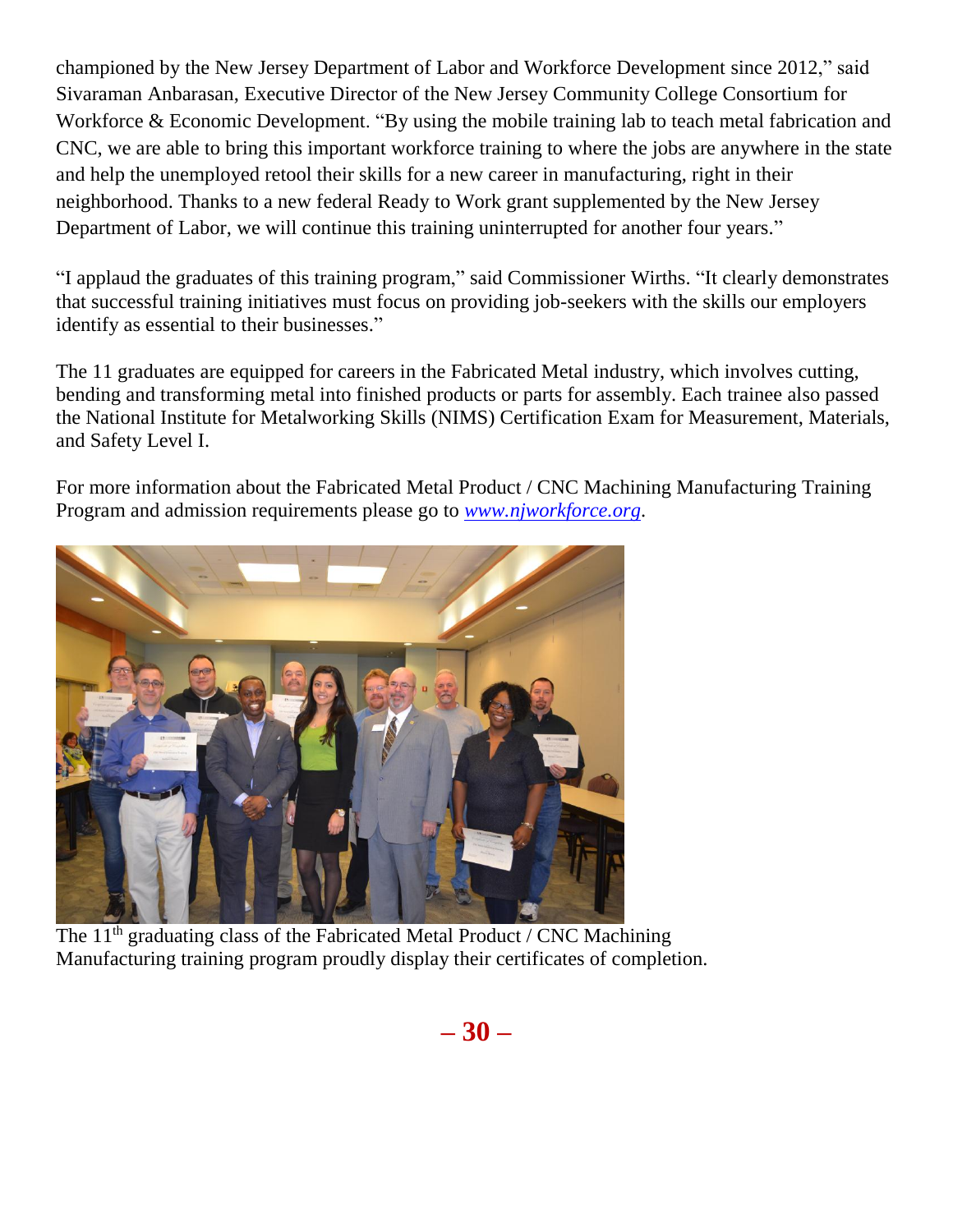championed by the New Jersey Department of Labor and Workforce Development since 2012," said Sivaraman Anbarasan, Executive Director of the New Jersey Community College Consortium for Workforce & Economic Development. "By using the mobile training lab to teach metal fabrication and CNC, we are able to bring this important workforce training to where the jobs are anywhere in the state and help the unemployed retool their skills for a new career in manufacturing, right in their neighborhood. Thanks to a new federal Ready to Work grant supplemented by the New Jersey Department of Labor, we will continue this training uninterrupted for another four years."

"I applaud the graduates of this training program," said Commissioner Wirths. "It clearly demonstrates that successful training initiatives must focus on providing job-seekers with the skills our employers identify as essential to their businesses."

The 11 graduates are equipped for careers in the Fabricated Metal industry, which involves cutting, bending and transforming metal into finished products or parts for assembly. Each trainee also passed the National Institute for Metalworking Skills (NIMS) Certification Exam for Measurement, Materials, and Safety Level I.

For more information about the Fabricated Metal Product / CNC Machining Manufacturing Training Program and admission requirements please go to *www.njworkforce.org*.

The 11th graduating class of the Fabricated Metal Product / CNC Machining Manufacturing training program proudly display their certificates of completion.

**– 30 –**